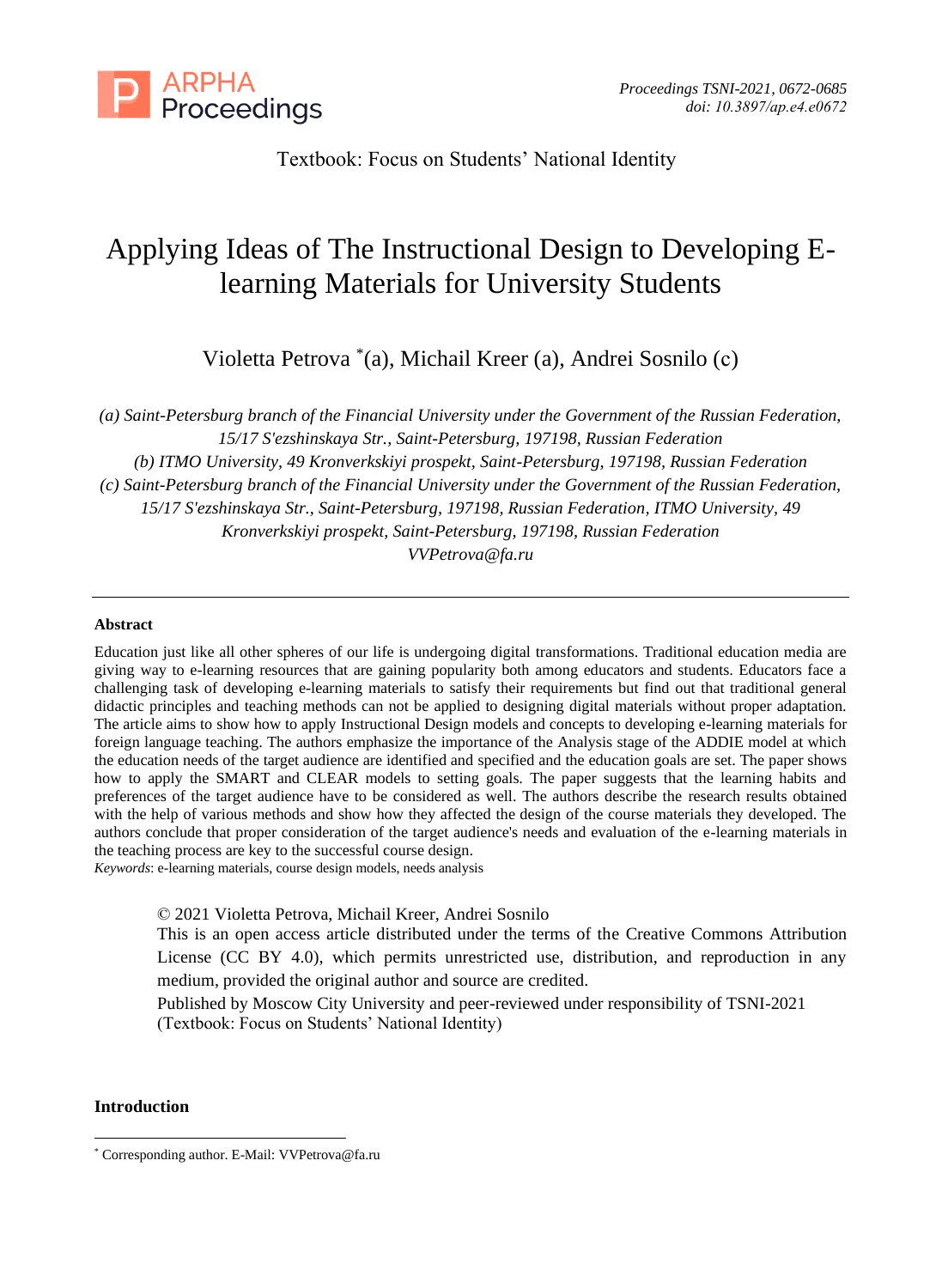Textbook: Focus on Students' National Identity

# Applying Ideas of The Instructional Design to Developing E-learning Materials for University Students

Violetta Petrova [*](a), Michail Kreer (a), Andrei Sosnilo (c)

*(a) Saint-Petersburg branch of the Financial University under the Government of the Russian Federation, 15/17 S'ezshinskaya Str., Saint-Petersburg, 197198, Russian Federation*
*(b) ITMO University, 49 Kronverkskiyi prospekt, Saint-Petersburg, 197198, Russian Federation*
*(c) Saint-Petersburg branch of the Financial University under the Government of the Russian Federation, 15/17 S'ezshinskaya Str., Saint-Petersburg, 197198, Russian Federation, ITMO University, 49 Kronverkskiyi prospekt, Saint-Petersburg, 197198, Russian Federation*
*VVPetrova@fa.ru*

---

**Abstract**

Education just like all other spheres of our life is undergoing digital transformations. Traditional education media are giving way to e-learning resources that are gaining popularity both among educators and students. Educators face a challenging task of developing e-learning materials to satisfy their requirements but find out that traditional general didactic principles and teaching methods can not be applied to designing digital materials without proper adaptation. The article aims to show how to apply Instructional Design models and concepts to developing e-learning materials for foreign language teaching. The authors emphasize the importance of the Analysis stage of the ADDIE model at which the education needs of the target audience are identified and specified and the education goals are set. The paper shows how to apply the SMART and CLEAR models to setting goals. The paper suggests that the learning habits and preferences of the target audience have to be considered as well. The authors describe the research results obtained with the help of various methods and show how they affected the design of the course materials they developed. The authors conclude that proper consideration of the target audience's needs and evaluation of the e-learning materials in the teaching process are key to the successful course design.

*Keywords*: e-learning materials, course design models, needs analysis

© 2021 Violetta Petrova, Michail Kreer, Andrei Sosnilo
This is an open access article distributed under the terms of the Creative Commons Attribution License (CC BY 4.0), which permits unrestricted use, distribution, and reproduction in any medium, provided the original author and source are credited.
Published by Moscow City University and peer-reviewed under responsibility of TSNI-2021 (Textbook: Focus on Students' National Identity)

## Introduction

[*] Corresponding author. E-Mail: VVPetrova@fa.ru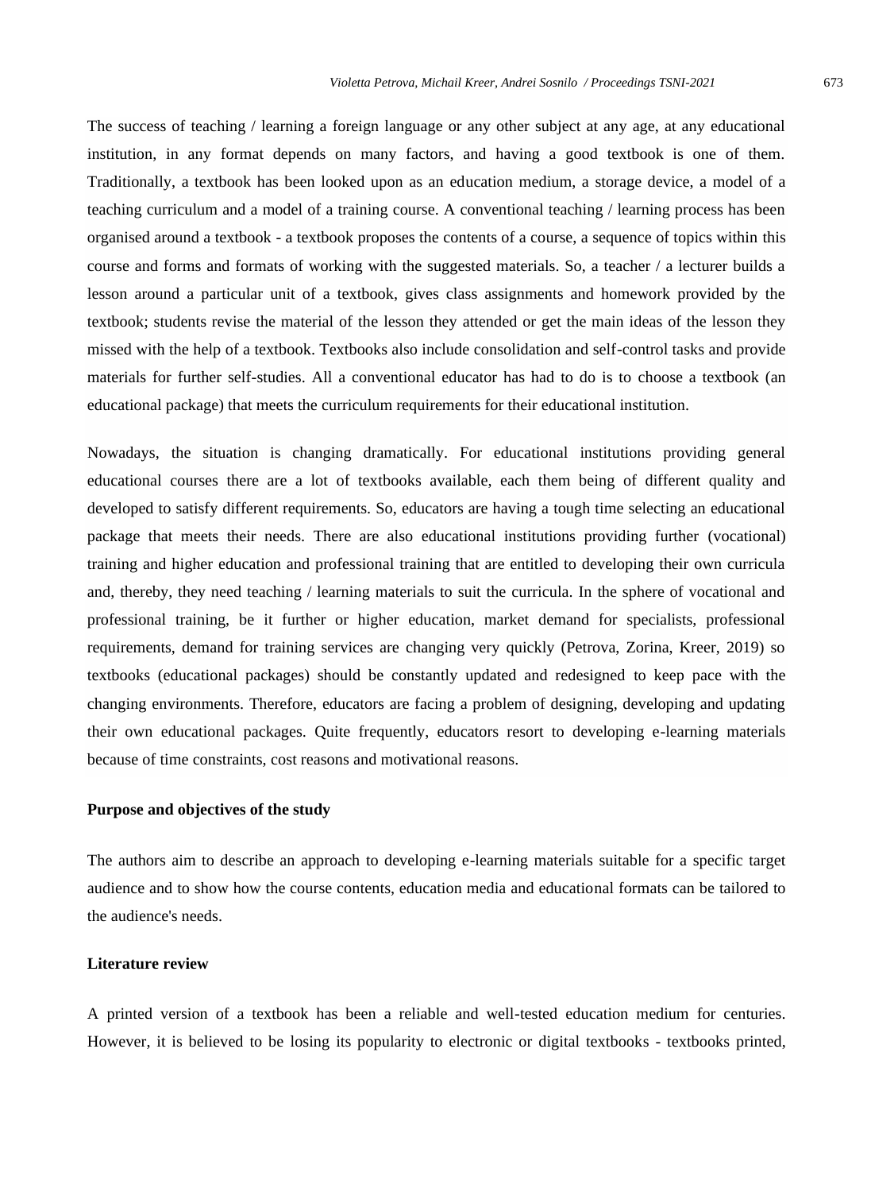The success of teaching / learning a foreign language or any other subject at any age, at any educational institution, in any format depends on many factors, and having a good textbook is one of them. Traditionally, a textbook has been looked upon as an education medium, a storage device, a model of a teaching curriculum and a model of a training course. A conventional teaching / learning process has been organised around a textbook - a textbook proposes the contents of a course, a sequence of topics within this course and forms and formats of working with the suggested materials. So, a teacher / a lecturer builds a lesson around a particular unit of a textbook, gives class assignments and homework provided by the textbook; students revise the material of the lesson they attended or get the main ideas of the lesson they missed with the help of a textbook. Textbooks also include consolidation and self-control tasks and provide materials for further self-studies. All a conventional educator has had to do is to choose a textbook (an educational package) that meets the curriculum requirements for their educational institution.

Nowadays, the situation is changing dramatically. For educational institutions providing general educational courses there are a lot of textbooks available, each them being of different quality and developed to satisfy different requirements. So, educators are having a tough time selecting an educational package that meets their needs. There are also educational institutions providing further (vocational) training and higher education and professional training that are entitled to developing their own curricula and, thereby, they need teaching / learning materials to suit the curricula. In the sphere of vocational and professional training, be it further or higher education, market demand for specialists, professional requirements, demand for training services are changing very quickly (Petrova, Zorina, Kreer, 2019) so textbooks (educational packages) should be constantly updated and redesigned to keep pace with the changing environments. Therefore, educators are facing a problem of designing, developing and updating their own educational packages. Quite frequently, educators resort to developing e-learning materials because of time constraints, cost reasons and motivational reasons.

## Purpose and objectives of the study

The authors aim to describe an approach to developing e-learning materials suitable for a specific target audience and to show how the course contents, education media and educational formats can be tailored to the audience's needs.

## Literature review

A printed version of a textbook has been a reliable and well-tested education medium for centuries. However, it is believed to be losing its popularity to electronic or digital textbooks - textbooks printed,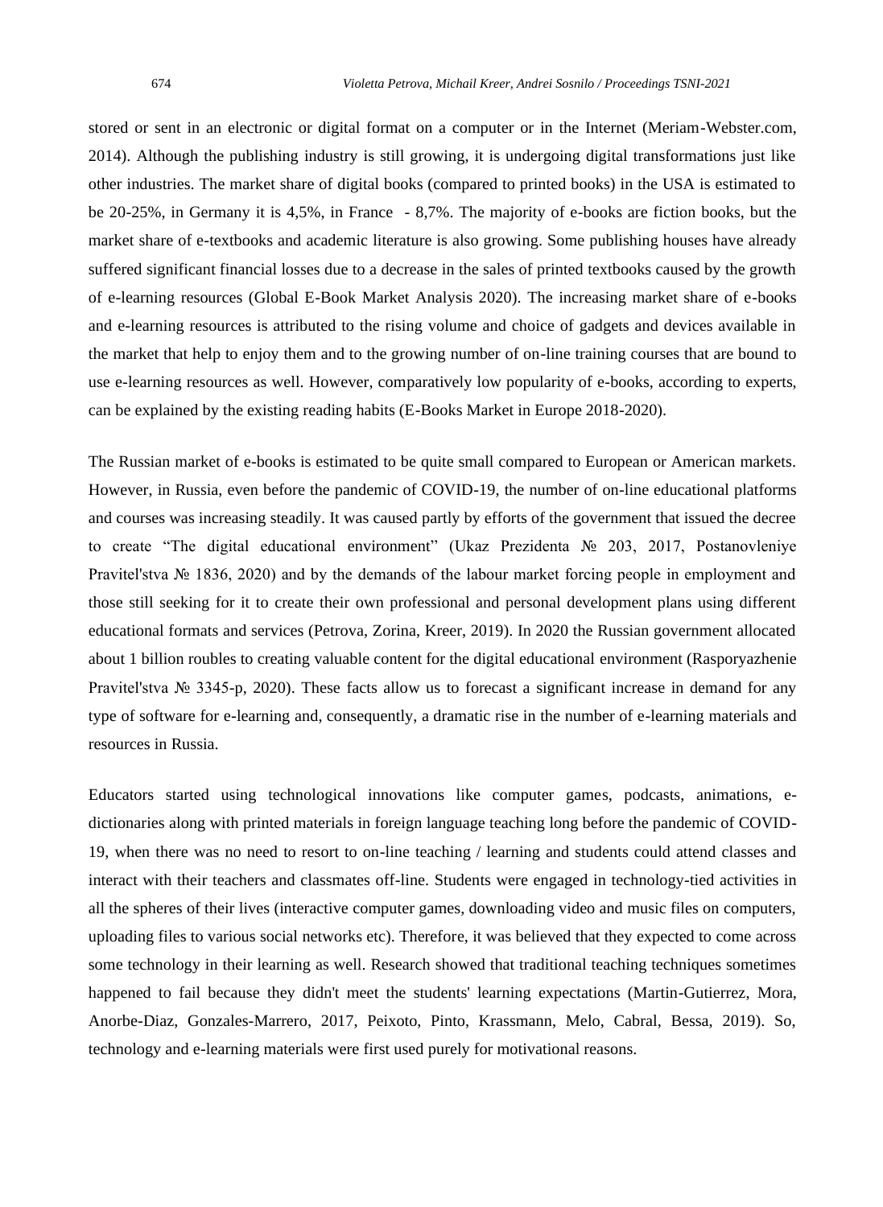stored or sent in an electronic or digital format on a computer or in the Internet (Meriam-Webster.com, 2014). Although the publishing industry is still growing, it is undergoing digital transformations just like other industries. The market share of digital books (compared to printed books) in the USA is estimated to be 20-25%, in Germany it is 4,5%, in France - 8,7%. The majority of e-books are fiction books, but the market share of e-textbooks and academic literature is also growing. Some publishing houses have already suffered significant financial losses due to a decrease in the sales of printed textbooks caused by the growth of e-learning resources (Global E-Book Market Analysis 2020). The increasing market share of e-books and e-learning resources is attributed to the rising volume and choice of gadgets and devices available in the market that help to enjoy them and to the growing number of on-line training courses that are bound to use e-learning resources as well. However, comparatively low popularity of e-books, according to experts, can be explained by the existing reading habits (E-Books Market in Europe 2018-2020).

The Russian market of e-books is estimated to be quite small compared to European or American markets. However, in Russia, even before the pandemic of COVID-19, the number of on-line educational platforms and courses was increasing steadily. It was caused partly by efforts of the government that issued the decree to create "The digital educational environment" (Ukaz Prezidenta № 203, 2017, Postanovleniye Pravitel'stva № 1836, 2020) and by the demands of the labour market forcing people in employment and those still seeking for it to create their own professional and personal development plans using different educational formats and services (Petrova, Zorina, Kreer, 2019). In 2020 the Russian government allocated about 1 billion roubles to creating valuable content for the digital educational environment (Rasporyazhenie Pravitel'stva № 3345-p, 2020). These facts allow us to forecast a significant increase in demand for any type of software for e-learning and, consequently, a dramatic rise in the number of e-learning materials and resources in Russia.

Educators started using technological innovations like computer games, podcasts, animations, e-dictionaries along with printed materials in foreign language teaching long before the pandemic of COVID-19, when there was no need to resort to on-line teaching / learning and students could attend classes and interact with their teachers and classmates off-line. Students were engaged in technology-tied activities in all the spheres of their lives (interactive computer games, downloading video and music files on computers, uploading files to various social networks etc). Therefore, it was believed that they expected to come across some technology in their learning as well. Research showed that traditional teaching techniques sometimes happened to fail because they didn't meet the students' learning expectations (Martin-Gutierrez, Mora, Anorbe-Diaz, Gonzales-Marrero, 2017, Peixoto, Pinto, Krassmann, Melo, Cabral, Bessa, 2019). So, technology and e-learning materials were first used purely for motivational reasons.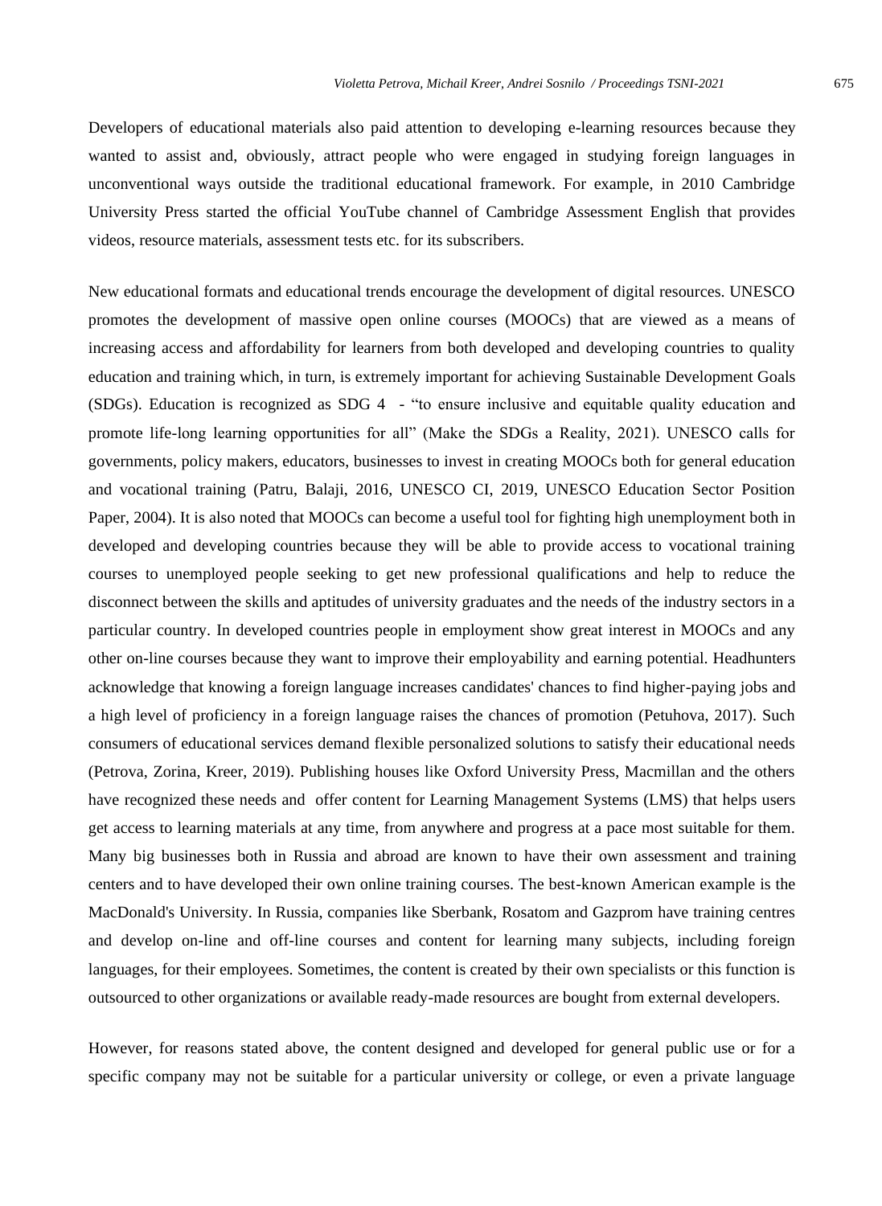Developers of educational materials also paid attention to developing e-learning resources because they wanted to assist and, obviously, attract people who were engaged in studying foreign languages in unconventional ways outside the traditional educational framework. For example, in 2010 Cambridge University Press started the official YouTube channel of Cambridge Assessment English that provides videos, resource materials, assessment tests etc. for its subscribers.

New educational formats and educational trends encourage the development of digital resources. UNESCO promotes the development of massive open online courses (MOOCs) that are viewed as a means of increasing access and affordability for learners from both developed and developing countries to quality education and training which, in turn, is extremely important for achieving Sustainable Development Goals (SDGs). Education is recognized as SDG 4 - "to ensure inclusive and equitable quality education and promote life-long learning opportunities for all" (Make the SDGs a Reality, 2021). UNESCO calls for governments, policy makers, educators, businesses to invest in creating MOOCs both for general education and vocational training (Patru, Balaji, 2016, UNESCO CI, 2019, UNESCO Education Sector Position Paper, 2004). It is also noted that MOOCs can become a useful tool for fighting high unemployment both in developed and developing countries because they will be able to provide access to vocational training courses to unemployed people seeking to get new professional qualifications and help to reduce the disconnect between the skills and aptitudes of university graduates and the needs of the industry sectors in a particular country. In developed countries people in employment show great interest in MOOCs and any other on-line courses because they want to improve their employability and earning potential. Headhunters acknowledge that knowing a foreign language increases candidates' chances to find higher-paying jobs and a high level of proficiency in a foreign language raises the chances of promotion (Petuhova, 2017). Such consumers of educational services demand flexible personalized solutions to satisfy their educational needs (Petrova, Zorina, Kreer, 2019). Publishing houses like Oxford University Press, Macmillan and the others have recognized these needs and offer content for Learning Management Systems (LMS) that helps users get access to learning materials at any time, from anywhere and progress at a pace most suitable for them. Many big businesses both in Russia and abroad are known to have their own assessment and training centers and to have developed their own online training courses. The best-known American example is the MacDonald's University. In Russia, companies like Sberbank, Rosatom and Gazprom have training centres and develop on-line and off-line courses and content for learning many subjects, including foreign languages, for their employees. Sometimes, the content is created by their own specialists or this function is outsourced to other organizations or available ready-made resources are bought from external developers.

However, for reasons stated above, the content designed and developed for general public use or for a specific company may not be suitable for a particular university or college, or even a private language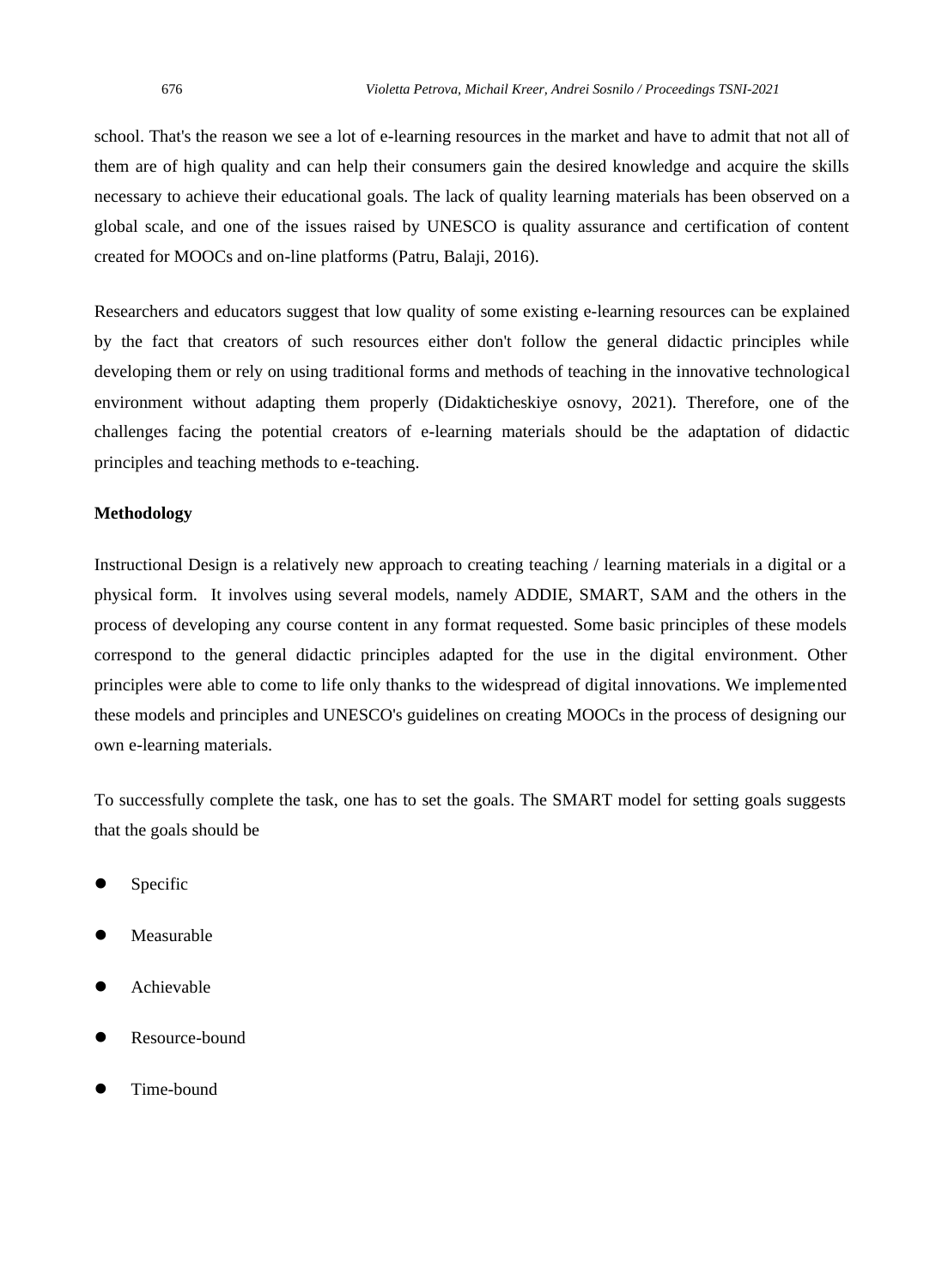school. That's the reason we see a lot of e-learning resources in the market and have to admit that not all of them are of high quality and can help their consumers gain the desired knowledge and acquire the skills necessary to achieve their educational goals. The lack of quality learning materials has been observed on a global scale, and one of the issues raised by UNESCO is quality assurance and certification of content created for MOOCs and on-line platforms (Patru, Balaji, 2016).

Researchers and educators suggest that low quality of some existing e-learning resources can be explained by the fact that creators of such resources either don't follow the general didactic principles while developing them or rely on using traditional forms and methods of teaching in the innovative technological environment without adapting them properly (Didakticheskiye osnovy, 2021). Therefore, one of the challenges facing the potential creators of e-learning materials should be the adaptation of didactic principles and teaching methods to e-teaching.

**Methodology**

Instructional Design is a relatively new approach to creating teaching / learning materials in a digital or a physical form. It involves using several models, namely ADDIE, SMART, SAM and the others in the process of developing any course content in any format requested. Some basic principles of these models correspond to the general didactic principles adapted for the use in the digital environment. Other principles were able to come to life only thanks to the widespread of digital innovations. We implemented these models and principles and UNESCO's guidelines on creating MOOCs in the process of designing our own e-learning materials.

To successfully complete the task, one has to set the goals. The SMART model for setting goals suggests that the goals should be

- Specific
- Measurable
- Achievable
- Resource-bound
- Time-bound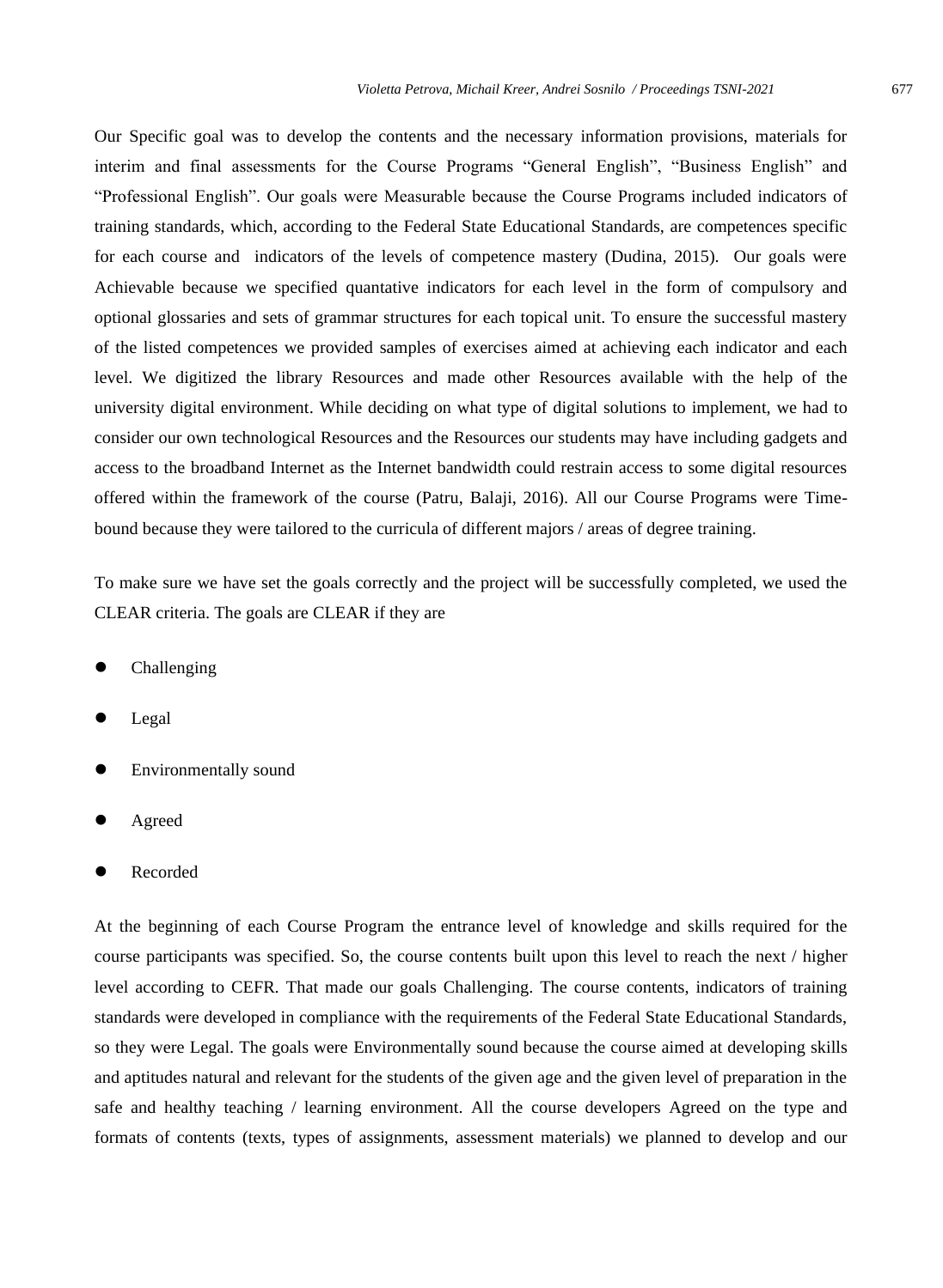Our Specific goal was to develop the contents and the necessary information provisions, materials for interim and final assessments for the Course Programs “General English”, “Business English” and “Professional English”. Our goals were Measurable because the Course Programs included indicators of training standards, which, according to the Federal State Educational Standards, are competences specific for each course and indicators of the levels of competence mastery (Dudina, 2015). Our goals were Achievable because we specified quantative indicators for each level in the form of compulsory and optional glossaries and sets of grammar structures for each topical unit. To ensure the successful mastery of the listed competences we provided samples of exercises aimed at achieving each indicator and each level. We digitized the library Resources and made other Resources available with the help of the university digital environment. While deciding on what type of digital solutions to implement, we had to consider our own technological Resources and the Resources our students may have including gadgets and access to the broadband Internet as the Internet bandwidth could restrain access to some digital resources offered within the framework of the course (Patru, Balaji, 2016). All our Course Programs were Time-bound because they were tailored to the curricula of different majors / areas of degree training.

To make sure we have set the goals correctly and the project will be successfully completed, we used the CLEAR criteria. The goals are CLEAR if they are

- Challenging
- Legal
- Environmentally sound
- Agreed
- Recorded

At the beginning of each Course Program the entrance level of knowledge and skills required for the course participants was specified. So, the course contents built upon this level to reach the next / higher level according to CEFR. That made our goals Challenging. The course contents, indicators of training standards were developed in compliance with the requirements of the Federal State Educational Standards, so they were Legal. The goals were Environmentally sound because the course aimed at developing skills and aptitudes natural and relevant for the students of the given age and the given level of preparation in the safe and healthy teaching / learning environment. All the course developers Agreed on the type and formats of contents (texts, types of assignments, assessment materials) we planned to develop and our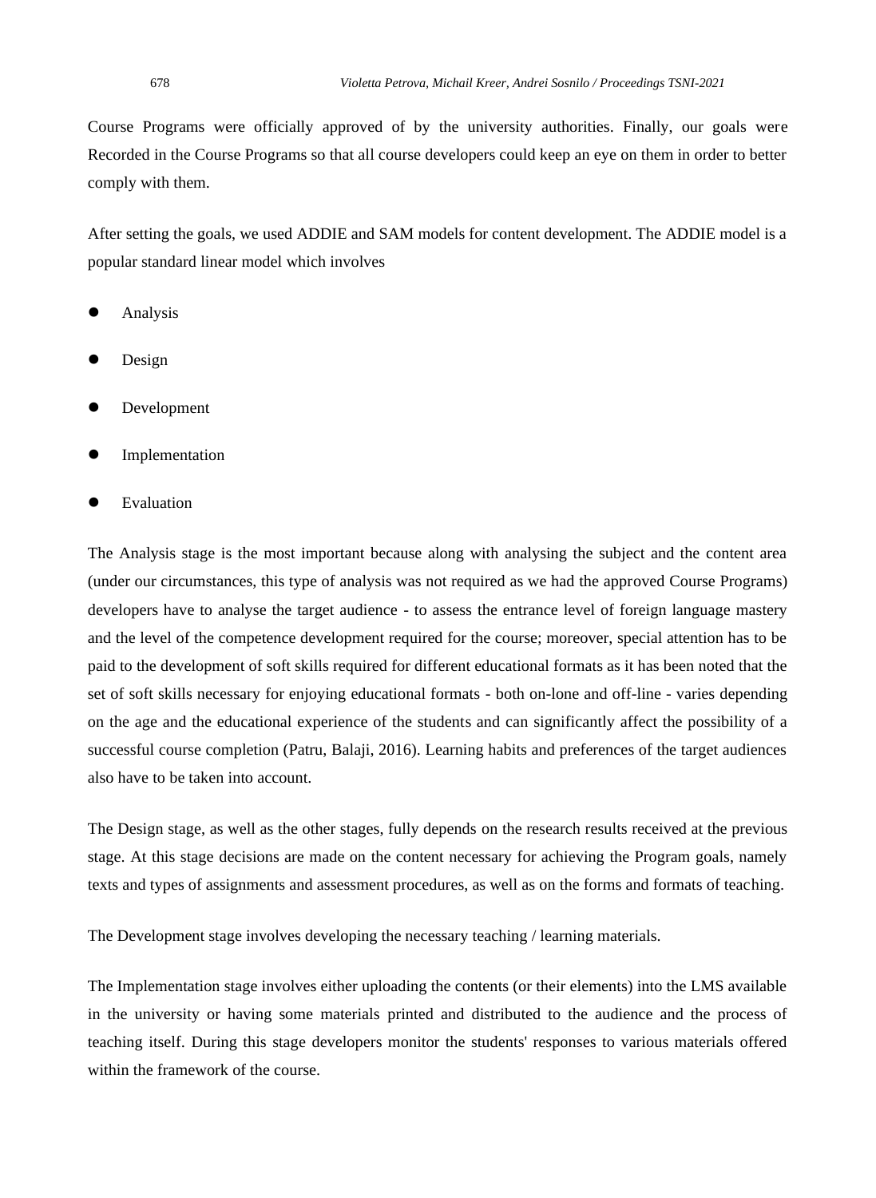Course Programs were officially approved of by the university authorities. Finally, our goals were Recorded in the Course Programs so that all course developers could keep an eye on them in order to better comply with them.

After setting the goals, we used ADDIE and SAM models for content development. The ADDIE model is a popular standard linear model which involves

- Analysis
- Design
- Development
- Implementation
- Evaluation

The Analysis stage is the most important because along with analysing the subject and the content area (under our circumstances, this type of analysis was not required as we had the approved Course Programs) developers have to analyse the target audience - to assess the entrance level of foreign language mastery and the level of the competence development required for the course; moreover, special attention has to be paid to the development of soft skills required for different educational formats as it has been noted that the set of soft skills necessary for enjoying educational formats - both on-lone and off-line - varies depending on the age and the educational experience of the students and can significantly affect the possibility of a successful course completion (Patru, Balaji, 2016). Learning habits and preferences of the target audiences also have to be taken into account.

The Design stage, as well as the other stages, fully depends on the research results received at the previous stage. At this stage decisions are made on the content necessary for achieving the Program goals, namely texts and types of assignments and assessment procedures, as well as on the forms and formats of teaching.

The Development stage involves developing the necessary teaching / learning materials.

The Implementation stage involves either uploading the contents (or their elements) into the LMS available in the university or having some materials printed and distributed to the audience and the process of teaching itself. During this stage developers monitor the students' responses to various materials offered within the framework of the course.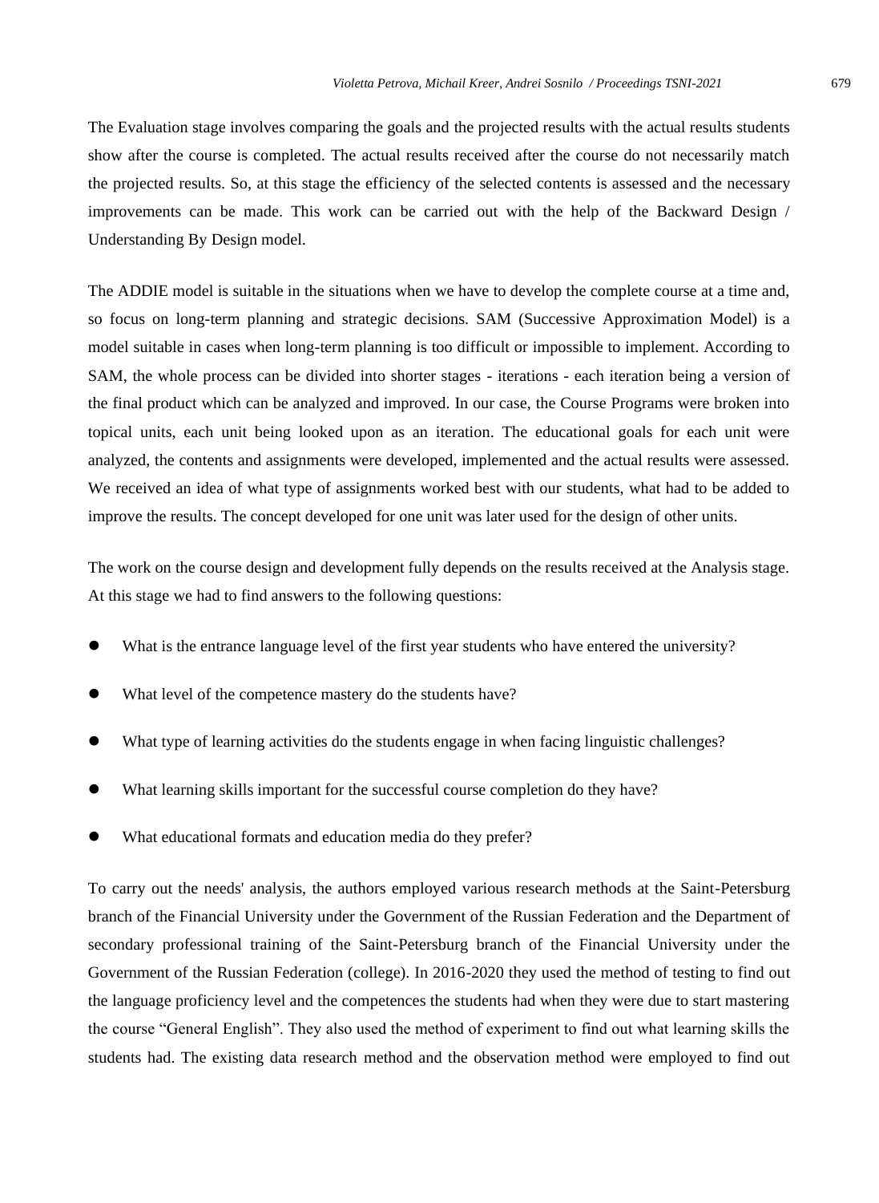The Evaluation stage involves comparing the goals and the projected results with the actual results students show after the course is completed. The actual results received after the course do not necessarily match the projected results. So, at this stage the efficiency of the selected contents is assessed and the necessary improvements can be made. This work can be carried out with the help of the Backward Design / Understanding By Design model.

The ADDIE model is suitable in the situations when we have to develop the complete course at a time and, so focus on long-term planning and strategic decisions. SAM (Successive Approximation Model) is a model suitable in cases when long-term planning is too difficult or impossible to implement. According to SAM, the whole process can be divided into shorter stages - iterations - each iteration being a version of the final product which can be analyzed and improved. In our case, the Course Programs were broken into topical units, each unit being looked upon as an iteration. The educational goals for each unit were analyzed, the contents and assignments were developed, implemented and the actual results were assessed. We received an idea of what type of assignments worked best with our students, what had to be added to improve the results. The concept developed for one unit was later used for the design of other units.

The work on the course design and development fully depends on the results received at the Analysis stage. At this stage we had to find answers to the following questions:

- What is the entrance language level of the first year students who have entered the university?
- What level of the competence mastery do the students have?
- What type of learning activities do the students engage in when facing linguistic challenges?
- What learning skills important for the successful course completion do they have?
- What educational formats and education media do they prefer?

To carry out the needs' analysis, the authors employed various research methods at the Saint-Petersburg branch of the Financial University under the Government of the Russian Federation and the Department of secondary professional training of the Saint-Petersburg branch of the Financial University under the Government of the Russian Federation (college). In 2016-2020 they used the method of testing to find out the language proficiency level and the competences the students had when they were due to start mastering the course "General English". They also used the method of experiment to find out what learning skills the students had. The existing data research method and the observation method were employed to find out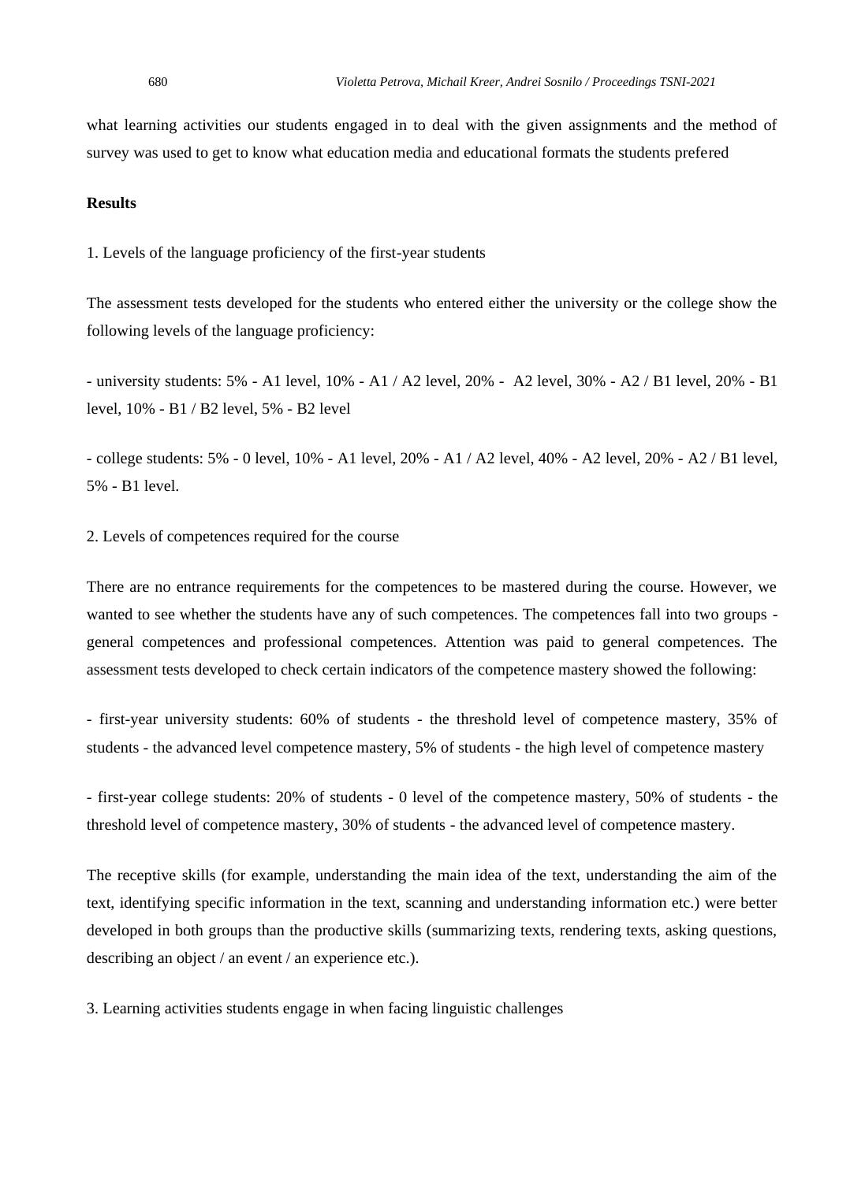what learning activities our students engaged in to deal with the given assignments and the method of survey was used to get to know what education media and educational formats the students prefered

**Results**

1. Levels of the language proficiency of the first-year students

The assessment tests developed for the students who entered either the university or the college show the following levels of the language proficiency:

- university students: 5% - A1 level, 10% - A1 / A2 level, 20% - A2 level, 30% - A2 / B1 level, 20% - B1 level, 10% - B1 / B2 level, 5% - B2 level

- college students: 5% - 0 level, 10% - A1 level, 20% - A1 / A2 level, 40% - A2 level, 20% - A2 / B1 level, 5% - B1 level.

2. Levels of competences required for the course

There are no entrance requirements for the competences to be mastered during the course. However, we wanted to see whether the students have any of such competences. The competences fall into two groups - general competences and professional competences. Attention was paid to general competences. The assessment tests developed to check certain indicators of the competence mastery showed the following:

- first-year university students: 60% of students - the threshold level of competence mastery, 35% of students - the advanced level competence mastery, 5% of students - the high level of competence mastery

- first-year college students: 20% of students - 0 level of the competence mastery, 50% of students - the threshold level of competence mastery, 30% of students - the advanced level of competence mastery.

The receptive skills (for example, understanding the main idea of the text, understanding the aim of the text, identifying specific information in the text, scanning and understanding information etc.) were better developed in both groups than the productive skills (summarizing texts, rendering texts, asking questions, describing an object / an event / an experience etc.).

3. Learning activities students engage in when facing linguistic challenges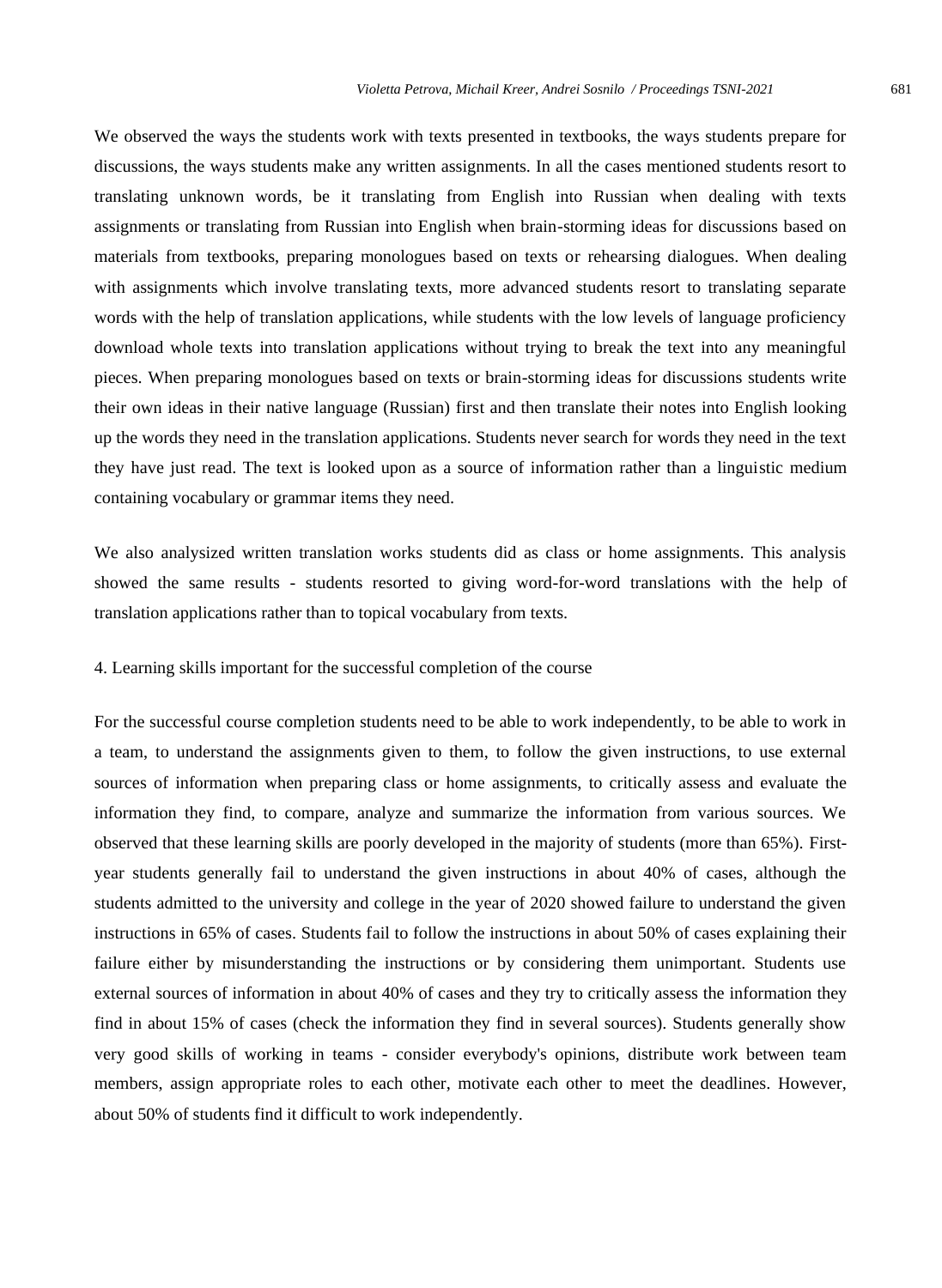We observed the ways the students work with texts presented in textbooks, the ways students prepare for discussions, the ways students make any written assignments. In all the cases mentioned students resort to translating unknown words, be it translating from English into Russian when dealing with texts assignments or translating from Russian into English when brain-storming ideas for discussions based on materials from textbooks, preparing monologues based on texts or rehearsing dialogues. When dealing with assignments which involve translating texts, more advanced students resort to translating separate words with the help of translation applications, while students with the low levels of language proficiency download whole texts into translation applications without trying to break the text into any meaningful pieces. When preparing monologues based on texts or brain-storming ideas for discussions students write their own ideas in their native language (Russian) first and then translate their notes into English looking up the words they need in the translation applications. Students never search for words they need in the text they have just read. The text is looked upon as a source of information rather than a linguistic medium containing vocabulary or grammar items they need.

We also analysized written translation works students did as class or home assignments. This analysis showed the same results - students resorted to giving word-for-word translations with the help of translation applications rather than to topical vocabulary from texts.

## 4. Learning skills important for the successful completion of the course

For the successful course completion students need to be able to work independently, to be able to work in a team, to understand the assignments given to them, to follow the given instructions, to use external sources of information when preparing class or home assignments, to critically assess and evaluate the information they find, to compare, analyze and summarize the information from various sources. We observed that these learning skills are poorly developed in the majority of students (more than 65%). First-year students generally fail to understand the given instructions in about 40% of cases, although the students admitted to the university and college in the year of 2020 showed failure to understand the given instructions in 65% of cases. Students fail to follow the instructions in about 50% of cases explaining their failure either by misunderstanding the instructions or by considering them unimportant. Students use external sources of information in about 40% of cases and they try to critically assess the information they find in about 15% of cases (check the information they find in several sources). Students generally show very good skills of working in teams - consider everybody's opinions, distribute work between team members, assign appropriate roles to each other, motivate each other to meet the deadlines. However, about 50% of students find it difficult to work independently.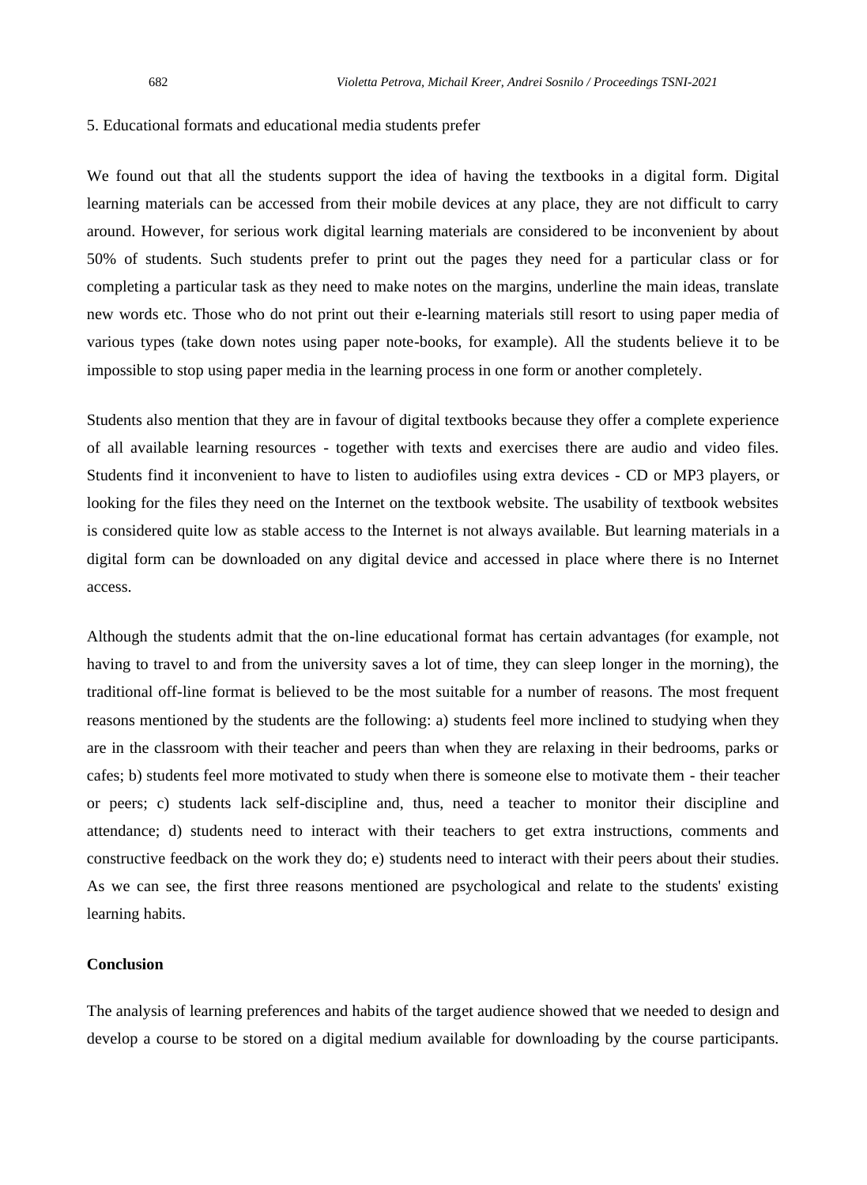5. Educational formats and educational media students prefer

We found out that all the students support the idea of having the textbooks in a digital form. Digital learning materials can be accessed from their mobile devices at any place, they are not difficult to carry around. However, for serious work digital learning materials are considered to be inconvenient by about 50% of students. Such students prefer to print out the pages they need for a particular class or for completing a particular task as they need to make notes on the margins, underline the main ideas, translate new words etc. Those who do not print out their e-learning materials still resort to using paper media of various types (take down notes using paper note-books, for example). All the students believe it to be impossible to stop using paper media in the learning process in one form or another completely.

Students also mention that they are in favour of digital textbooks because they offer a complete experience of all available learning resources - together with texts and exercises there are audio and video files. Students find it inconvenient to have to listen to audiofiles using extra devices - CD or MP3 players, or looking for the files they need on the Internet on the textbook website. The usability of textbook websites is considered quite low as stable access to the Internet is not always available. But learning materials in a digital form can be downloaded on any digital device and accessed in place where there is no Internet access.

Although the students admit that the on-line educational format has certain advantages (for example, not having to travel to and from the university saves a lot of time, they can sleep longer in the morning), the traditional off-line format is believed to be the most suitable for a number of reasons. The most frequent reasons mentioned by the students are the following: a) students feel more inclined to studying when they are in the classroom with their teacher and peers than when they are relaxing in their bedrooms, parks or cafes; b) students feel more motivated to study when there is someone else to motivate them - their teacher or peers; c) students lack self-discipline and, thus, need a teacher to monitor their discipline and attendance; d) students need to interact with their teachers to get extra instructions, comments and constructive feedback on the work they do; e) students need to interact with their peers about their studies. As we can see, the first three reasons mentioned are psychological and relate to the students' existing learning habits.

**Conclusion**

The analysis of learning preferences and habits of the target audience showed that we needed to design and develop a course to be stored on a digital medium available for downloading by the course participants.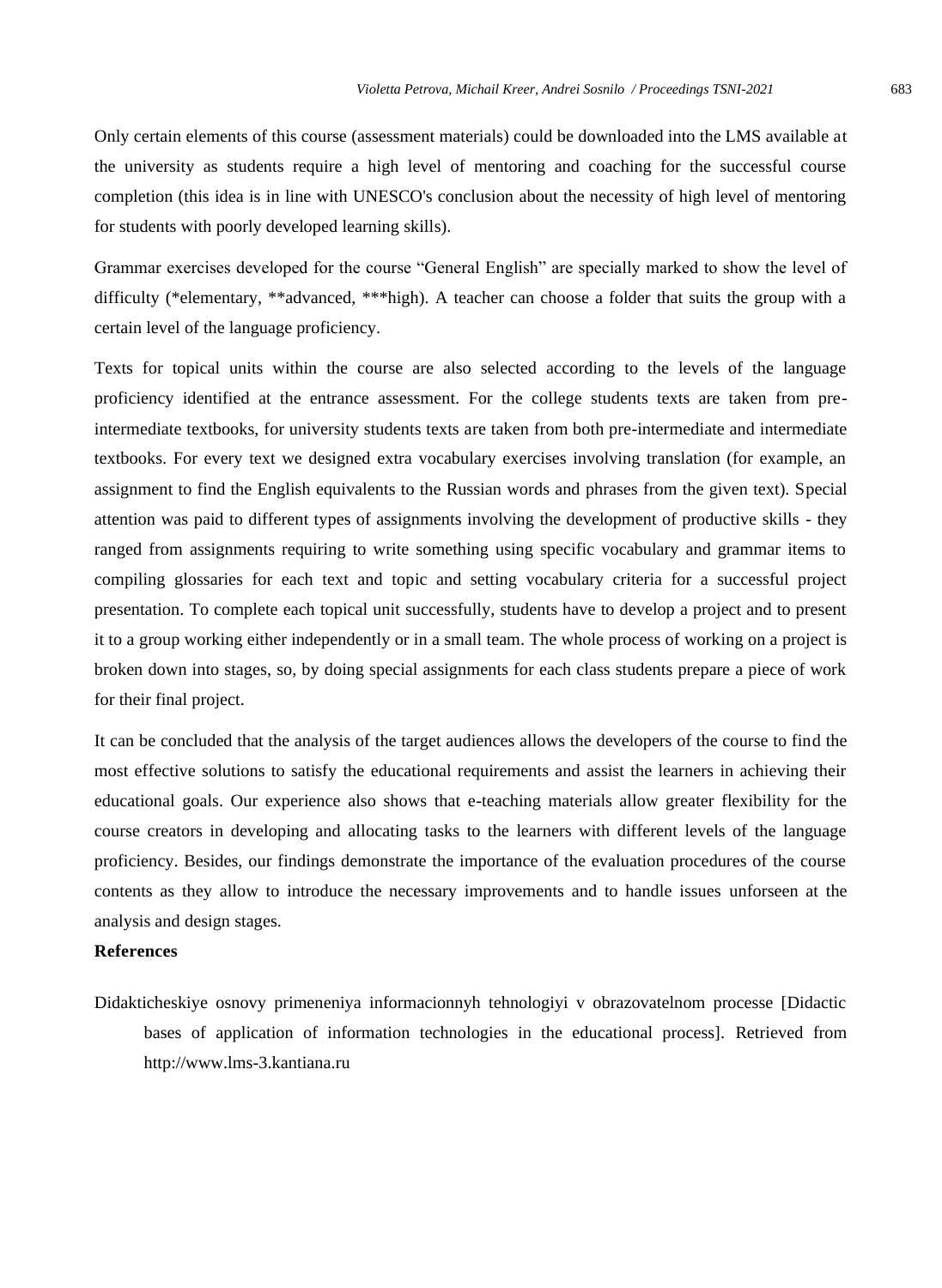Only certain elements of this course (assessment materials) could be downloaded into the LMS available at the university as students require a high level of mentoring and coaching for the successful course completion (this idea is in line with UNESCO's conclusion about the necessity of high level of mentoring for students with poorly developed learning skills).

Grammar exercises developed for the course "General English" are specially marked to show the level of difficulty (*elementary, **advanced, ***high). A teacher can choose a folder that suits the group with a certain level of the language proficiency.

Texts for topical units within the course are also selected according to the levels of the language proficiency identified at the entrance assessment. For the college students texts are taken from pre-intermediate textbooks, for university students texts are taken from both pre-intermediate and intermediate textbooks. For every text we designed extra vocabulary exercises involving translation (for example, an assignment to find the English equivalents to the Russian words and phrases from the given text). Special attention was paid to different types of assignments involving the development of productive skills - they ranged from assignments requiring to write something using specific vocabulary and grammar items to compiling glossaries for each text and topic and setting vocabulary criteria for a successful project presentation. To complete each topical unit successfully, students have to develop a project and to present it to a group working either independently or in a small team. The whole process of working on a project is broken down into stages, so, by doing special assignments for each class students prepare a piece of work for their final project.

It can be concluded that the analysis of the target audiences allows the developers of the course to find the most effective solutions to satisfy the educational requirements and assist the learners in achieving their educational goals. Our experience also shows that e-teaching materials allow greater flexibility for the course creators in developing and allocating tasks to the learners with different levels of the language proficiency. Besides, our findings demonstrate the importance of the evaluation procedures of the course contents as they allow to introduce the necessary improvements and to handle issues unforseen at the analysis and design stages.

**References**

Didakticheskiye osnovy primeneniya informacionnyh tehnologiyi v obrazovatelnom processe [Didactic bases of application of information technologies in the educational process]. Retrieved from http://www.lms-3.kantiana.ru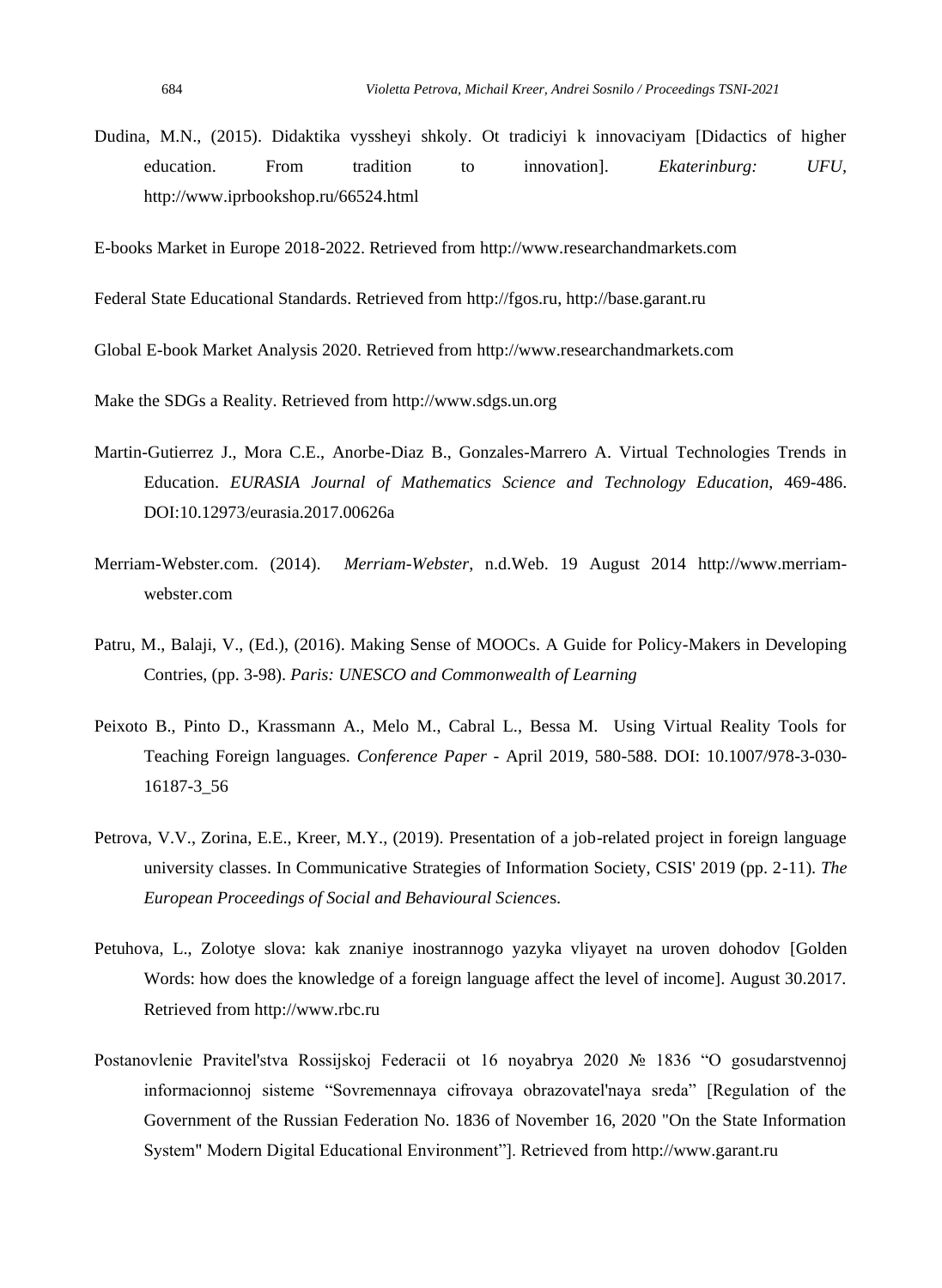Dudina, M.N., (2015). Didaktika vyssheyi shkoly. Ot tradiciyi k innovaciyam [Didactics of higher education. From tradition to innovation]. *Ekaterinburg: UFU*, http://www.iprbookshop.ru/66524.html

E-books Market in Europe 2018-2022. Retrieved from http://www.researchandmarkets.com

Federal State Educational Standards. Retrieved from http://fgos.ru, http://base.garant.ru

Global E-book Market Analysis 2020. Retrieved from http://www.researchandmarkets.com

Make the SDGs a Reality. Retrieved from http://www.sdgs.un.org

Martin-Gutierrez J., Mora C.E., Anorbe-Diaz B., Gonzales-Marrero A. Virtual Technologies Trends in Education. *EURASIA Journal of Mathematics Science and Technology Education*, 469-486. DOI:10.12973/eurasia.2017.00626a

Merriam-Webster.com. (2014). *Merriam-Webster*, n.d.Web. 19 August 2014 http://www.merriam-webster.com

Patru, M., Balaji, V., (Ed.), (2016). Making Sense of MOOCs. A Guide for Policy-Makers in Developing Contries, (pp. 3-98). *Paris: UNESCO and Commonwealth of Learning*

Peixoto B., Pinto D., Krassmann A., Melo M., Cabral L., Bessa M. Using Virtual Reality Tools for Teaching Foreign languages. *Conference Paper* - April 2019, 580-588. DOI: 10.1007/978-3-030-16187-3_56

Petrova, V.V., Zorina, E.E., Kreer, M.Y., (2019). Presentation of a job-related project in foreign language university classes. In Communicative Strategies of Information Society, CSIS' 2019 (pp. 2-11). *The European Proceedings of Social and Behavioural Sciences*.

Petuhova, L., Zolotye slova: kak znaniye inostrannogo yazyka vliyayet na uroven dohodov [Golden Words: how does the knowledge of a foreign language affect the level of income]. August 30.2017. Retrieved from http://www.rbc.ru

Postanovlenie Pravitel'stva Rossijskoj Federacii ot 16 noyabrya 2020 № 1836 "O gosudarstvennoj informacionnoj sisteme "Sovremennaya cifrovaya obrazovatel'naya sreda" [Regulation of the Government of the Russian Federation No. 1836 of November 16, 2020 "On the State Information System" Modern Digital Educational Environment"]. Retrieved from http://www.garant.ru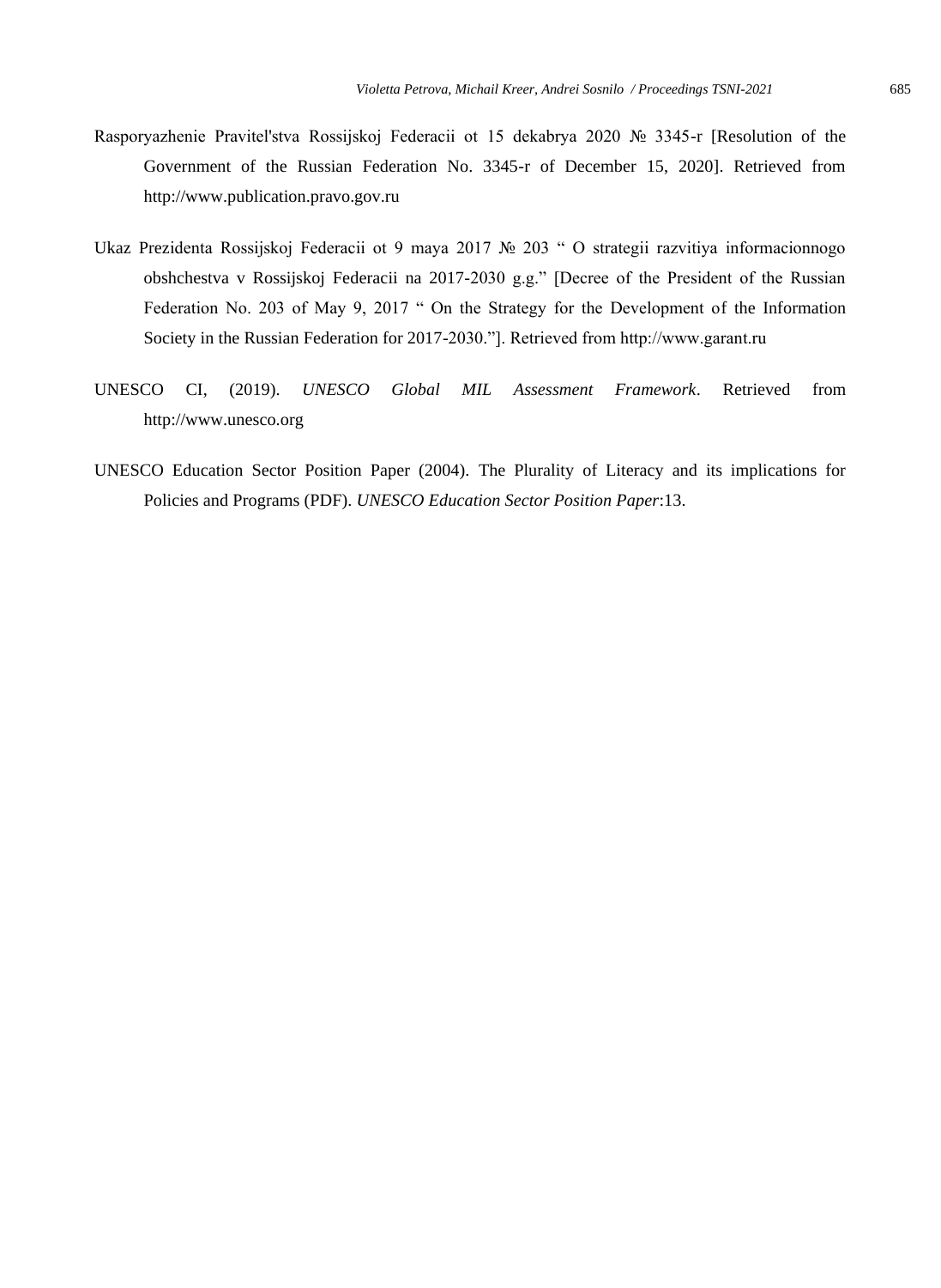Rasporyazhenie Pravitel'stva Rossijskoj Federacii ot 15 dekabrya 2020 № 3345-r [Resolution of the Government of the Russian Federation No. 3345-r of December 15, 2020]. Retrieved from http://www.publication.pravo.gov.ru

Ukaz Prezidenta Rossijskoj Federacii ot 9 maya 2017 № 203 " O strategii razvitiya informacionnogo obshchestva v Rossijskoj Federacii na 2017-2030 g.g." [Decree of the President of the Russian Federation No. 203 of May 9, 2017 " On the Strategy for the Development of the Information Society in the Russian Federation for 2017-2030."]. Retrieved from http://www.garant.ru

UNESCO CI, (2019). *UNESCO Global MIL Assessment Framework*. Retrieved from http://www.unesco.org

UNESCO Education Sector Position Paper (2004). The Plurality of Literacy and its implications for Policies and Programs (PDF). *UNESCO Education Sector Position Paper*:13.